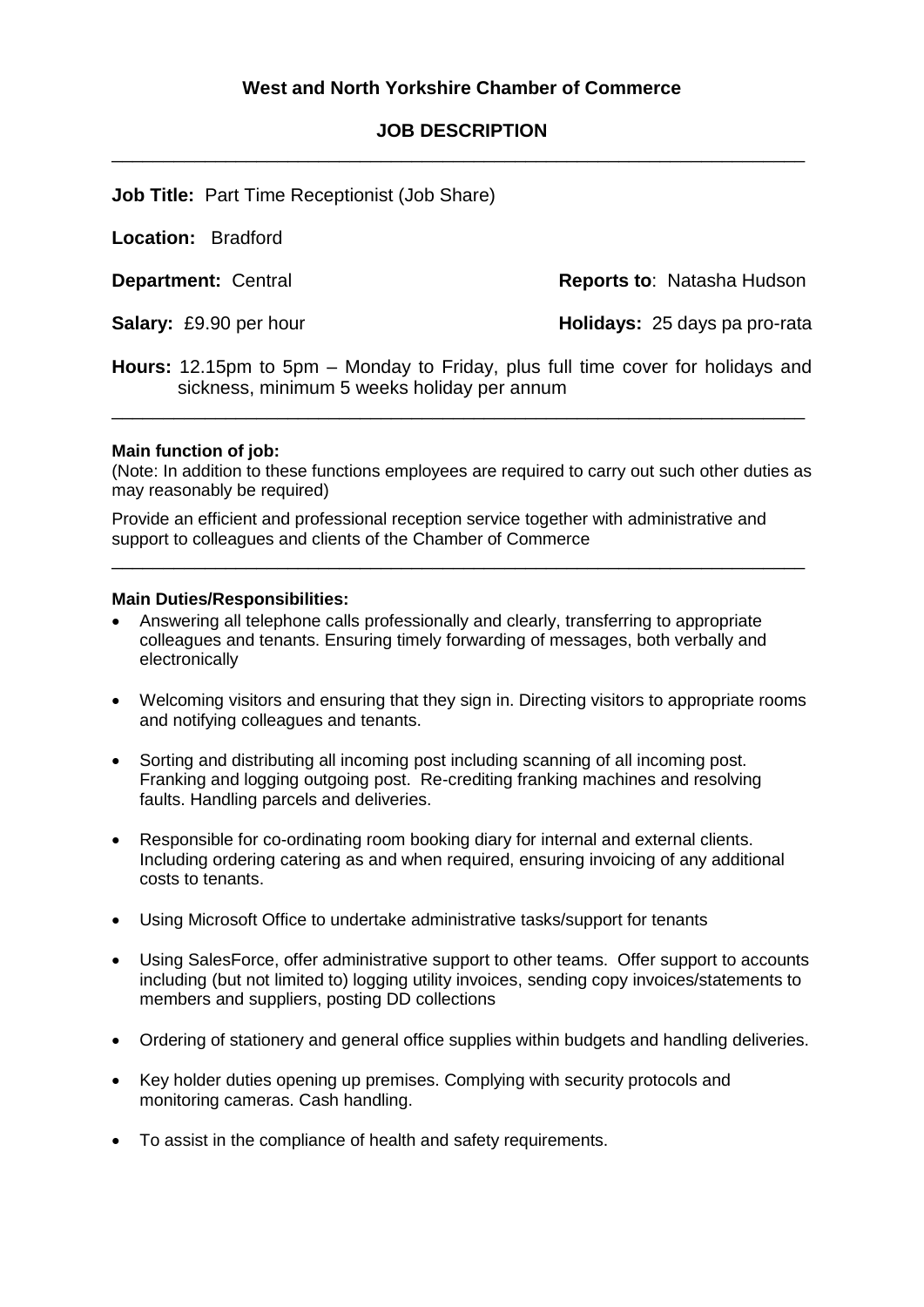**West and North Yorkshire Chamber of Commerce**

**JOB DESCRIPTION**

---

**Job Title:** Part Time Receptionist (Job Share)

**Location:** Bradford

**Department:** Central

**Reports to**: Natasha Hudson

**Salary:** £9.90 per hour

**Holidays:** 25 days pa pro-rata

**Hours:** 12.15pm to 5pm – Monday to Friday, plus full time cover for holidays and sickness, minimum 5 weeks holiday per annum

---

**Main function of job:**

(Note: In addition to these functions employees are required to carry out such other duties as may reasonably be required)

Provide an efficient and professional reception service together with administrative and support to colleagues and clients of the Chamber of Commerce

---

**Main Duties/Responsibilities:**

- Answering all telephone calls professionally and clearly, transferring to appropriate colleagues and tenants. Ensuring timely forwarding of messages, both verbally and electronically
- Welcoming visitors and ensuring that they sign in. Directing visitors to appropriate rooms and notifying colleagues and tenants.
- Sorting and distributing all incoming post including scanning of all incoming post. Franking and logging outgoing post. Re-crediting franking machines and resolving faults. Handling parcels and deliveries.
- Responsible for co-ordinating room booking diary for internal and external clients. Including ordering catering as and when required, ensuring invoicing of any additional costs to tenants.
- Using Microsoft Office to undertake administrative tasks/support for tenants
- Using SalesForce, offer administrative support to other teams. Offer support to accounts including (but not limited to) logging utility invoices, sending copy invoices/statements to members and suppliers, posting DD collections
- Ordering of stationery and general office supplies within budgets and handling deliveries.
- Key holder duties opening up premises. Complying with security protocols and monitoring cameras. Cash handling.
- To assist in the compliance of health and safety requirements.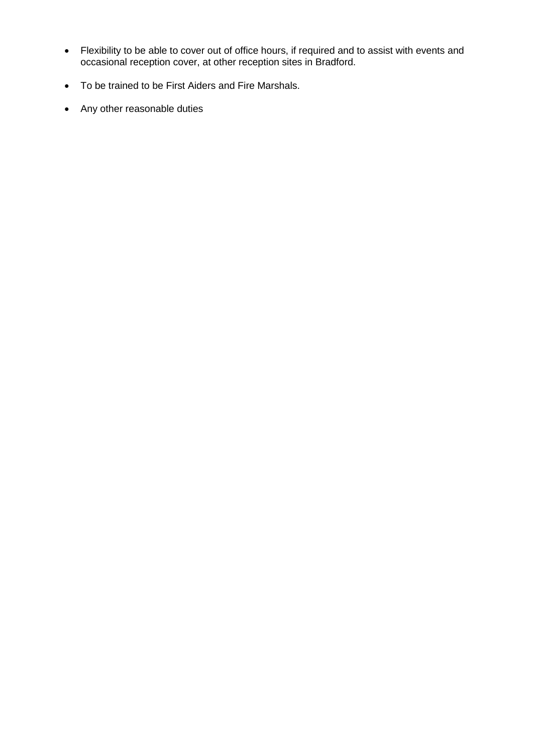- Flexibility to be able to cover out of office hours, if required and to assist with events and occasional reception cover, at other reception sites in Bradford.
- To be trained to be First Aiders and Fire Marshals.
- Any other reasonable duties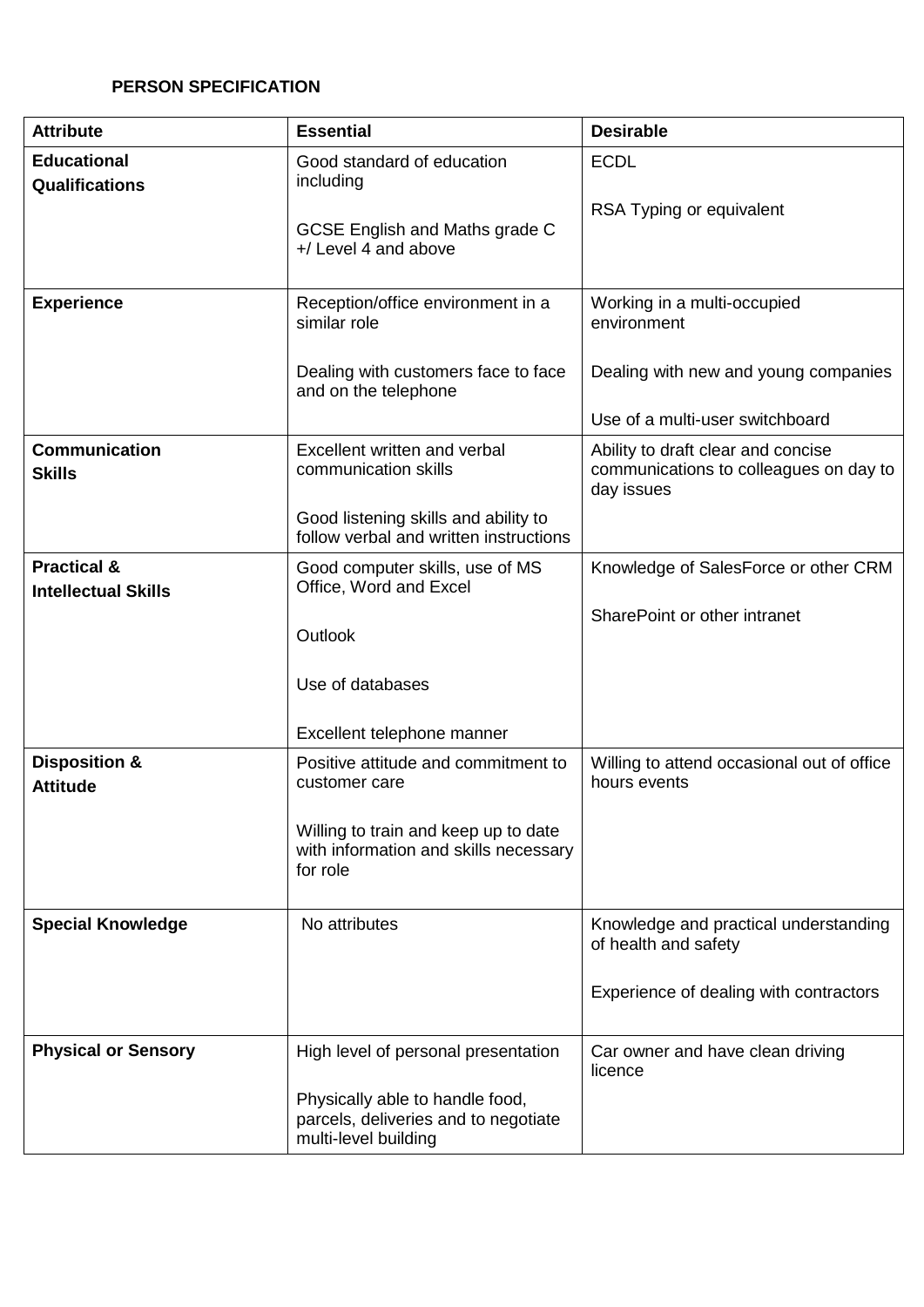**PERSON SPECIFICATION**

| Attribute | Essential | Desirable |
|---|---|---|
| **Educational Qualifications** | Good standard of education including<br><br>GCSE English and Maths grade C +/ Level 4 and above | ECDL<br><br>RSA Typing or equivalent |
| **Experience** | Reception/office environment in a similar role<br><br>Dealing with customers face to face and on the telephone | Working in a multi-occupied environment<br><br>Dealing with new and young companies<br><br>Use of a multi-user switchboard |
| **Communication Skills** | Excellent written and verbal communication skills<br><br>Good listening skills and ability to follow verbal and written instructions | Ability to draft clear and concise communications to colleagues on day to day issues |
| **Practical & Intellectual Skills** | Good computer skills, use of MS Office, Word and Excel<br><br>Outlook<br><br>Use of databases<br><br>Excellent telephone manner | Knowledge of SalesForce or other CRM<br><br>SharePoint or other intranet |
| **Disposition & Attitude** | Positive attitude and commitment to customer care<br><br>Willing to train and keep up to date with information and skills necessary for role | Willing to attend occasional out of office hours events |
| **Special Knowledge** | No attributes | Knowledge and practical understanding of health and safety<br><br>Experience of dealing with contractors |
| **Physical or Sensory** | High level of personal presentation<br><br>Physically able to handle food, parcels, deliveries and to negotiate multi-level building | Car owner and have clean driving licence |